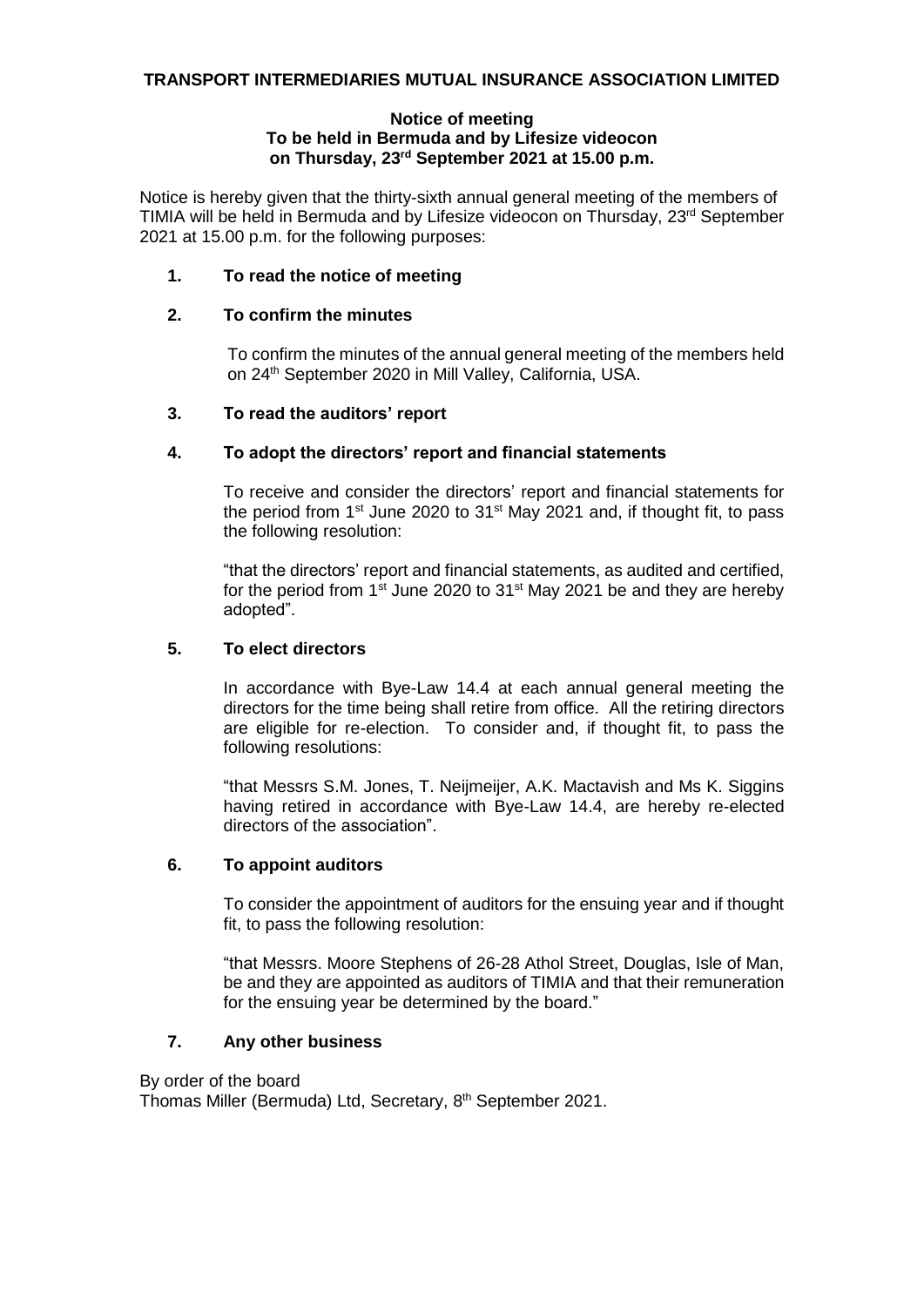# TRANSPORT INTERMEDIARIES MUTUAL INSURANCE ASSOCIATION LIMITED

## Notice of meeting
## To be held in Bermuda and by Lifesize videocon
## on Thursday, 23rd September 2021 at 15.00 p.m.

Notice is hereby given that the thirty-sixth annual general meeting of the members of TIMIA will be held in Bermuda and by Lifesize videocon on Thursday, 23rd September 2021 at 15.00 p.m. for the following purposes:

### 1. To read the notice of meeting

### 2. To confirm the minutes

To confirm the minutes of the annual general meeting of the members held on 24th September 2020 in Mill Valley, California, USA.

### 3. To read the auditors' report

### 4. To adopt the directors' report and financial statements

To receive and consider the directors' report and financial statements for the period from 1st June 2020 to 31st May 2021 and, if thought fit, to pass the following resolution:

"that the directors' report and financial statements, as audited and certified, for the period from 1st June 2020 to 31st May 2021 be and they are hereby adopted".

### 5. To elect directors

In accordance with Bye-Law 14.4 at each annual general meeting the directors for the time being shall retire from office. All the retiring directors are eligible for re-election. To consider and, if thought fit, to pass the following resolutions:

"that Messrs S.M. Jones, T. Neijmeijer, A.K. Mactavish and Ms K. Siggins having retired in accordance with Bye-Law 14.4, are hereby re-elected directors of the association".

### 6. To appoint auditors

To consider the appointment of auditors for the ensuing year and if thought fit, to pass the following resolution:

"that Messrs. Moore Stephens of 26-28 Athol Street, Douglas, Isle of Man, be and they are appointed as auditors of TIMIA and that their remuneration for the ensuing year be determined by the board."

### 7. Any other business

By order of the board
Thomas Miller (Bermuda) Ltd, Secretary, 8th September 2021.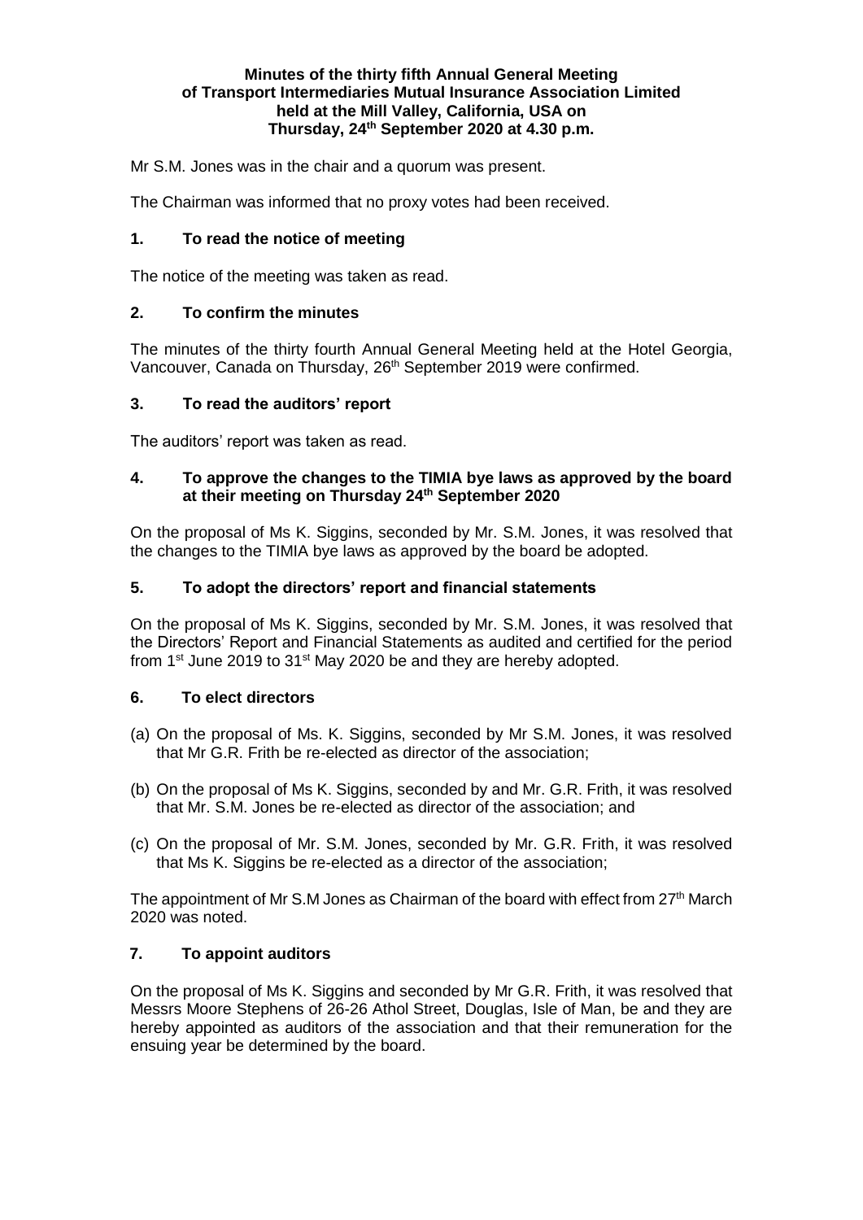**Minutes of the thirty fifth Annual General Meeting of Transport Intermediaries Mutual Insurance Association Limited held at the Mill Valley, California, USA on Thursday, 24th September 2020 at 4.30 p.m.**

Mr S.M. Jones was in the chair and a quorum was present.

The Chairman was informed that no proxy votes had been received.

## 1. To read the notice of meeting

The notice of the meeting was taken as read.

## 2. To confirm the minutes

The minutes of the thirty fourth Annual General Meeting held at the Hotel Georgia, Vancouver, Canada on Thursday, 26th September 2019 were confirmed.

## 3. To read the auditors' report

The auditors' report was taken as read.

## 4. To approve the changes to the TIMIA bye laws as approved by the board at their meeting on Thursday 24th September 2020

On the proposal of Ms K. Siggins, seconded by Mr. S.M. Jones, it was resolved that the changes to the TIMIA bye laws as approved by the board be adopted.

## 5. To adopt the directors' report and financial statements

On the proposal of Ms K. Siggins, seconded by Mr. S.M. Jones, it was resolved that the Directors' Report and Financial Statements as audited and certified for the period from 1st June 2019 to 31st May 2020 be and they are hereby adopted.

## 6. To elect directors

(a) On the proposal of Ms. K. Siggins, seconded by Mr S.M. Jones, it was resolved that Mr G.R. Frith be re-elected as director of the association;

(b) On the proposal of Ms K. Siggins, seconded by and Mr. G.R. Frith, it was resolved that Mr. S.M. Jones be re-elected as director of the association; and

(c) On the proposal of Mr. S.M. Jones, seconded by Mr. G.R. Frith, it was resolved that Ms K. Siggins be re-elected as a director of the association;

The appointment of Mr S.M Jones as Chairman of the board with effect from 27th March 2020 was noted.

## 7. To appoint auditors

On the proposal of Ms K. Siggins and seconded by Mr G.R. Frith, it was resolved that Messrs Moore Stephens of 26-26 Athol Street, Douglas, Isle of Man, be and they are hereby appointed as auditors of the association and that their remuneration for the ensuing year be determined by the board.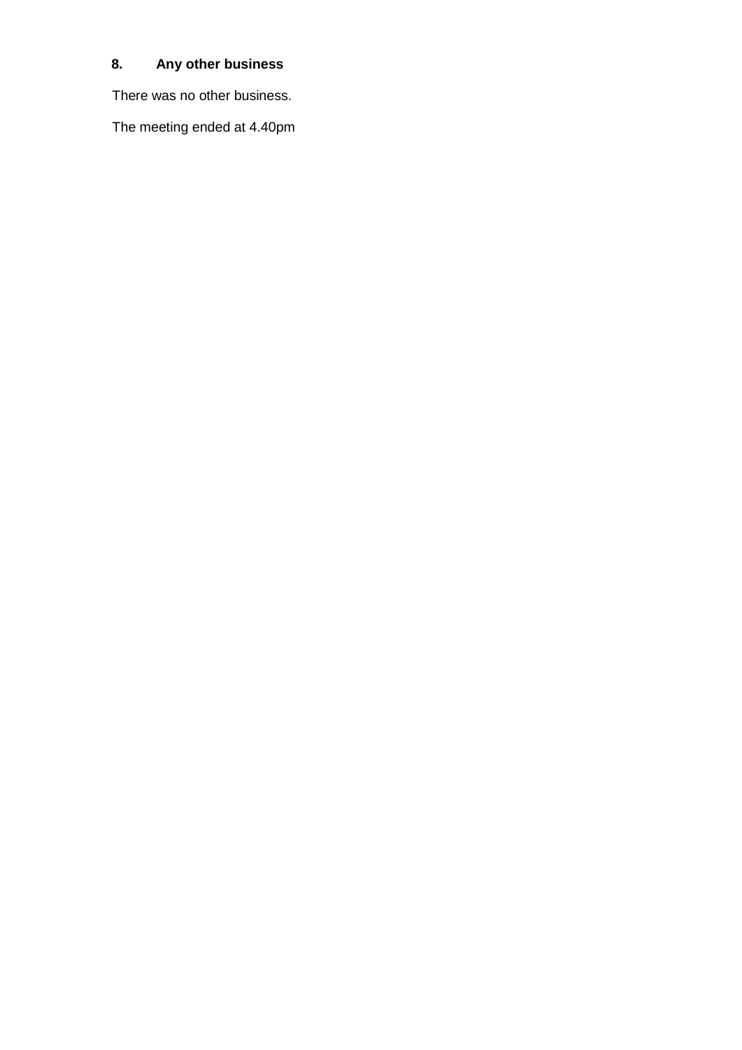**8. Any other business**

There was no other business.

The meeting ended at 4.40pm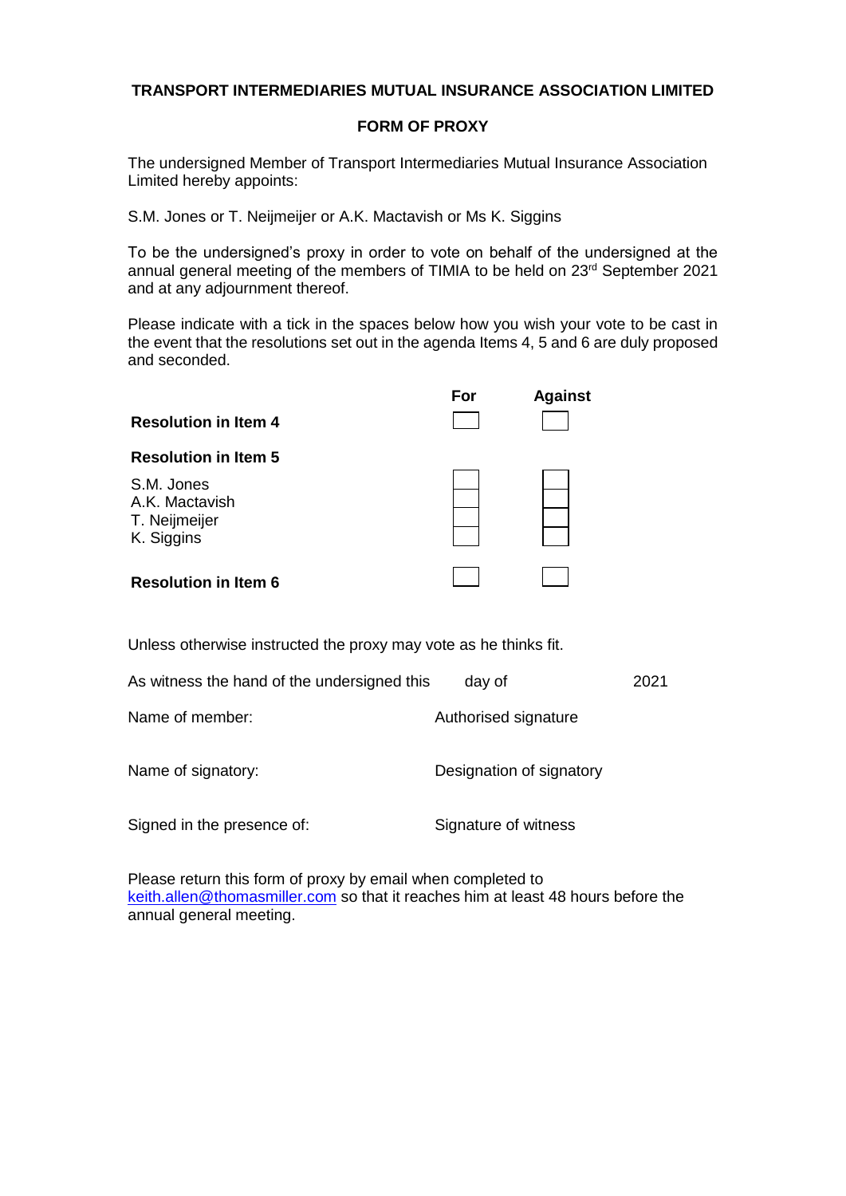**TRANSPORT INTERMEDIARIES MUTUAL INSURANCE ASSOCIATION LIMITED**

**FORM OF PROXY**

The undersigned Member of Transport Intermediaries Mutual Insurance Association Limited hereby appoints:

S.M. Jones or T. Neijmeijer or A.K. Mactavish or Ms K. Siggins

To be the undersigned's proxy in order to vote on behalf of the undersigned at the annual general meeting of the members of TIMIA to be held on 23rd September 2021 and at any adjournment thereof.

Please indicate with a tick in the spaces below how you wish your vote to be cast in the event that the resolutions set out in the agenda Items 4, 5 and 6 are duly proposed and seconded.

| | For | Against |
|---|---|---|
| **Resolution in Item 4** | ☐ | ☐ |
| **Resolution in Item 5** | | |
| S.M. Jones | ☐ | ☐ |
| A.K. Mactavish | ☐ | ☐ |
| T. Neijmeijer | ☐ | ☐ |
| K. Siggins | ☐ | ☐ |
| **Resolution in Item 6** | ☐ | ☐ |

Unless otherwise instructed the proxy may vote as he thinks fit.

As witness the hand of the undersigned this day of 2021

Name of member: Authorised signature

Name of signatory: Designation of signatory

Signed in the presence of: Signature of witness

Please return this form of proxy by email when completed to keith.allen@thomasmiller.com so that it reaches him at least 48 hours before the annual general meeting.